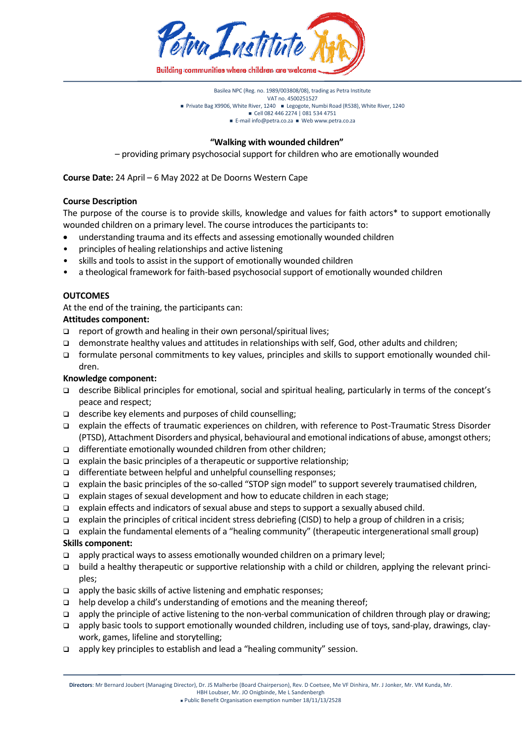Basilea NPC (Reg. no. 1989/003808/08), trading as Petra Institute
VAT no. 4500251527
■ Private Bag X9906, White River, 1240 ■ Legogote, Numbi Road (R538), White River, 1240
■ Cell 082 446 2274 | 081 534 4751
■ E-mail info@petra.co.za ■ Web www.petra.co.za

**"Walking with wounded children"**

– providing primary psychosocial support for children who are emotionally wounded

**Course Date:** 24 April – 6 May 2022 at De Doorns Western Cape

**Course Description**

The purpose of the course is to provide skills, knowledge and values for faith actors* to support emotionally wounded children on a primary level. The course introduces the participants to:

- understanding trauma and its effects and assessing emotionally wounded children
- principles of healing relationships and active listening
- skills and tools to assist in the support of emotionally wounded children
- a theological framework for faith-based psychosocial support of emotionally wounded children

**OUTCOMES**

At the end of the training, the participants can:

**Attitudes component:**

- report of growth and healing in their own personal/spiritual lives;
- demonstrate healthy values and attitudes in relationships with self, God, other adults and children;
- formulate personal commitments to key values, principles and skills to support emotionally wounded children.

**Knowledge component:**

- describe Biblical principles for emotional, social and spiritual healing, particularly in terms of the concept's peace and respect;
- describe key elements and purposes of child counselling;
- explain the effects of traumatic experiences on children, with reference to Post-Traumatic Stress Disorder (PTSD), Attachment Disorders and physical, behavioural and emotional indications of abuse, amongst others;
- differentiate emotionally wounded children from other children;
- explain the basic principles of a therapeutic or supportive relationship;
- differentiate between helpful and unhelpful counselling responses;
- explain the basic principles of the so-called "STOP sign model" to support severely traumatised children,
- explain stages of sexual development and how to educate children in each stage;
- explain effects and indicators of sexual abuse and steps to support a sexually abused child.
- explain the principles of critical incident stress debriefing (CISD) to help a group of children in a crisis;
- explain the fundamental elements of a "healing community" (therapeutic intergenerational small group)

**Skills component:**

- apply practical ways to assess emotionally wounded children on a primary level;
- build a healthy therapeutic or supportive relationship with a child or children, applying the relevant principles;
- apply the basic skills of active listening and emphatic responses;
- help develop a child's understanding of emotions and the meaning thereof;
- apply the principle of active listening to the non-verbal communication of children through play or drawing;
- apply basic tools to support emotionally wounded children, including use of toys, sand-play, drawings, claywork, games, lifeline and storytelling;
- apply key principles to establish and lead a "healing community" session.

**Directors**: Mr Bernard Joubert (Managing Director), Dr. JS Malherbe (Board Chairperson), Rev. D Coetsee, Me VF Dinhira, Mr. J Jonker, Mr. VM Kunda, Mr. HBH Loubser, Mr. JO Onigbinde, Me L Sandenbergh
■ Public Benefit Organisation exemption number 18/11/13/2528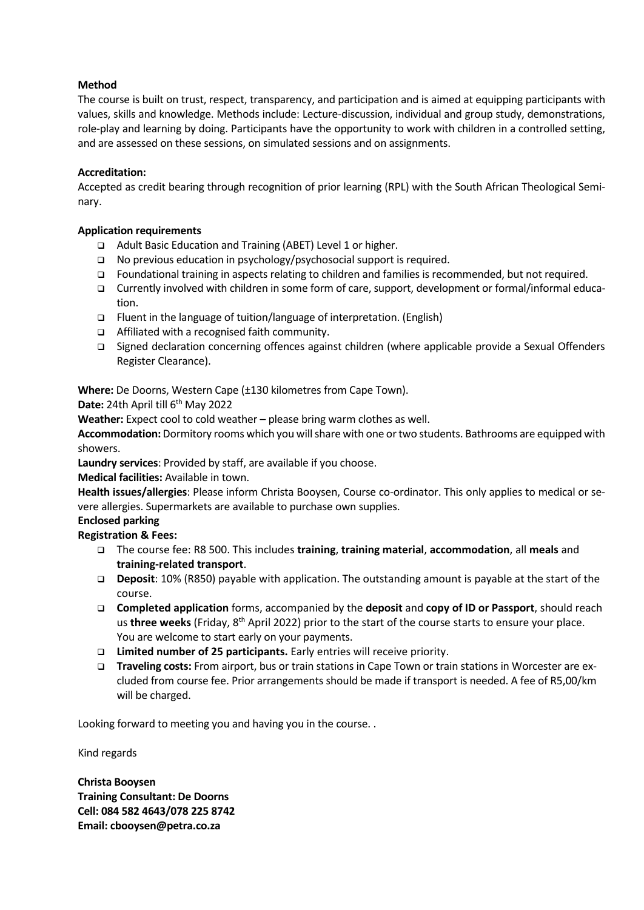**Method**

The course is built on trust, respect, transparency, and participation and is aimed at equipping participants with values, skills and knowledge. Methods include: Lecture-discussion, individual and group study, demonstrations, role-play and learning by doing. Participants have the opportunity to work with children in a controlled setting, and are assessed on these sessions, on simulated sessions and on assignments.

**Accreditation:**

Accepted as credit bearing through recognition of prior learning (RPL) with the South African Theological Seminary.

**Application requirements**

- Adult Basic Education and Training (ABET) Level 1 or higher.
- No previous education in psychology/psychosocial support is required.
- Foundational training in aspects relating to children and families is recommended, but not required.
- Currently involved with children in some form of care, support, development or formal/informal education.
- Fluent in the language of tuition/language of interpretation. (English)
- Affiliated with a recognised faith community.
- Signed declaration concerning offences against children (where applicable provide a Sexual Offenders Register Clearance).

**Where:** De Doorns, Western Cape (±130 kilometres from Cape Town).

**Date:** 24th April till 6th May 2022

**Weather:** Expect cool to cold weather – please bring warm clothes as well.

**Accommodation:** Dormitory rooms which you will share with one or two students. Bathrooms are equipped with showers.

**Laundry services**: Provided by staff, are available if you choose.

**Medical facilities:** Available in town.

**Health issues/allergies**: Please inform Christa Booysen, Course co-ordinator. This only applies to medical or severe allergies. Supermarkets are available to purchase own supplies.

**Enclosed parking**

**Registration & Fees:**

- The course fee: R8 500. This includes **training**, **training material**, **accommodation**, all **meals** and **training-related transport**.
- **Deposit**: 10% (R850) payable with application. The outstanding amount is payable at the start of the course.
- **Completed application** forms, accompanied by the **deposit** and **copy of ID or Passport**, should reach us **three weeks** (Friday, 8th April 2022) prior to the start of the course starts to ensure your place. You are welcome to start early on your payments.
- **Limited number of 25 participants.** Early entries will receive priority.
- **Traveling costs:** From airport, bus or train stations in Cape Town or train stations in Worcester are excluded from course fee. Prior arrangements should be made if transport is needed. A fee of R5,00/km will be charged.

Looking forward to meeting you and having you in the course. .

Kind regards

**Christa Booysen**
**Training Consultant: De Doorns**
**Cell: 084 582 4643/078 225 8742**
**Email: cbooysen@petra.co.za**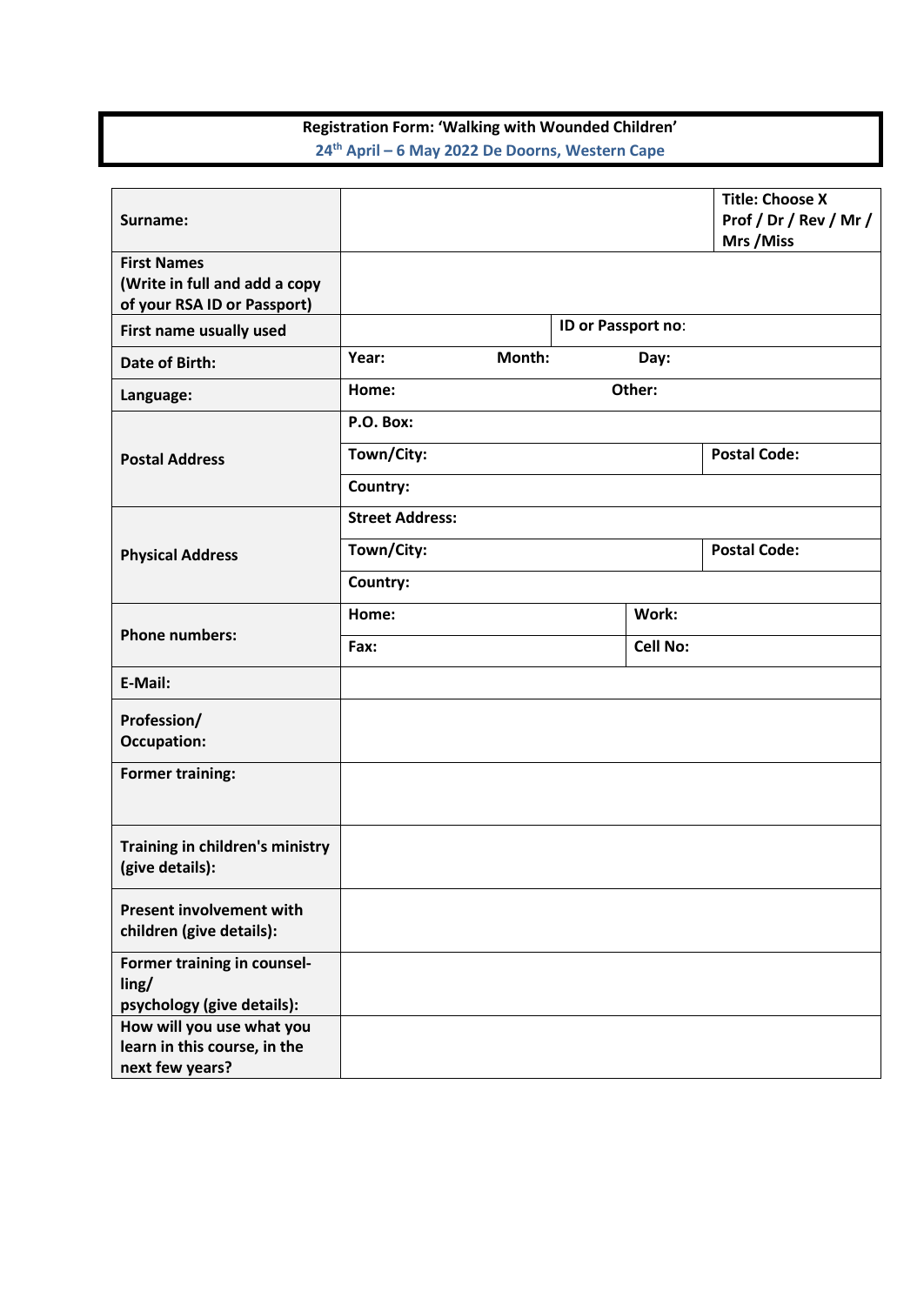**Registration Form: 'Walking with Wounded Children'**

**24th April – 6 May 2022 De Doorns, Western Cape**

| | | | |
|---|---|---|---|
| **Surname:** | | | **Title: Choose X** **Prof / Dr / Rev / Mr / Mrs /Miss** |
| **First Names (Write in full and add a copy of your RSA ID or Passport)** | | | |
| **First name usually used** | | **ID or Passport no**: | |
| **Date of Birth:** | **Year:** | **Month:** | **Day:** |
| **Language:** | **Home:** | **Other:** | |
| **Postal Address** | **P.O. Box:** | | |
| | **Town/City:** | | **Postal Code:** |
| | **Country:** | | |
| **Physical Address** | **Street Address:** | | |
| | **Town/City:** | | **Postal Code:** |
| | **Country:** | | |
| **Phone numbers:** | **Home:** | **Work:** | |
| | **Fax:** | **Cell No:** | |
| **E-Mail:** | | | |
| **Profession/ Occupation:** | | | |
| **Former training:** | | | |
| **Training in children's ministry (give details):** | | | |
| **Present involvement with children (give details):** | | | |
| **Former training in counsel-ling/ psychology (give details):** | | | |
| **How will you use what you learn in this course, in the next few years?** | | | |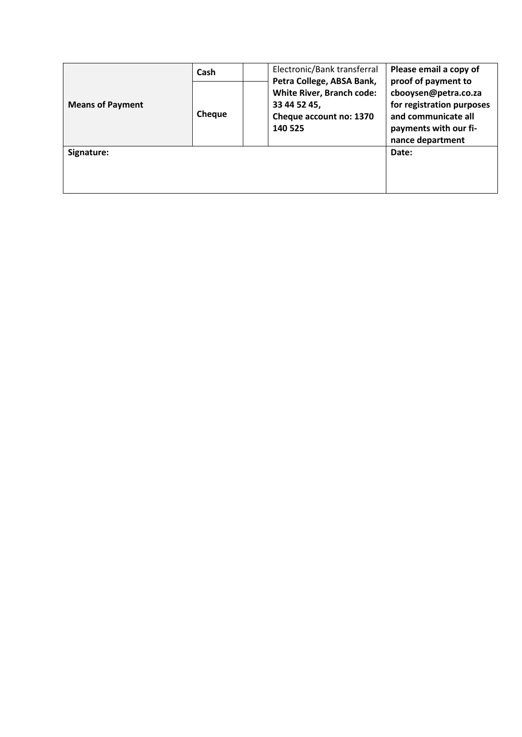| | | | | |
|---|---|---|---|---|
| **Means of Payment** | **Cash** | | Electronic/Bank transferral **Petra College, ABSA Bank, White River, Branch code: 33 44 52 45, Cheque account no: 1370 140 525** | **Please email a copy of proof of payment to cbooysen@petra.co.za for registration purposes and communicate all payments with our finance department** |
| | **Cheque** | | | |
| **Signature:** | | | | **Date:** |